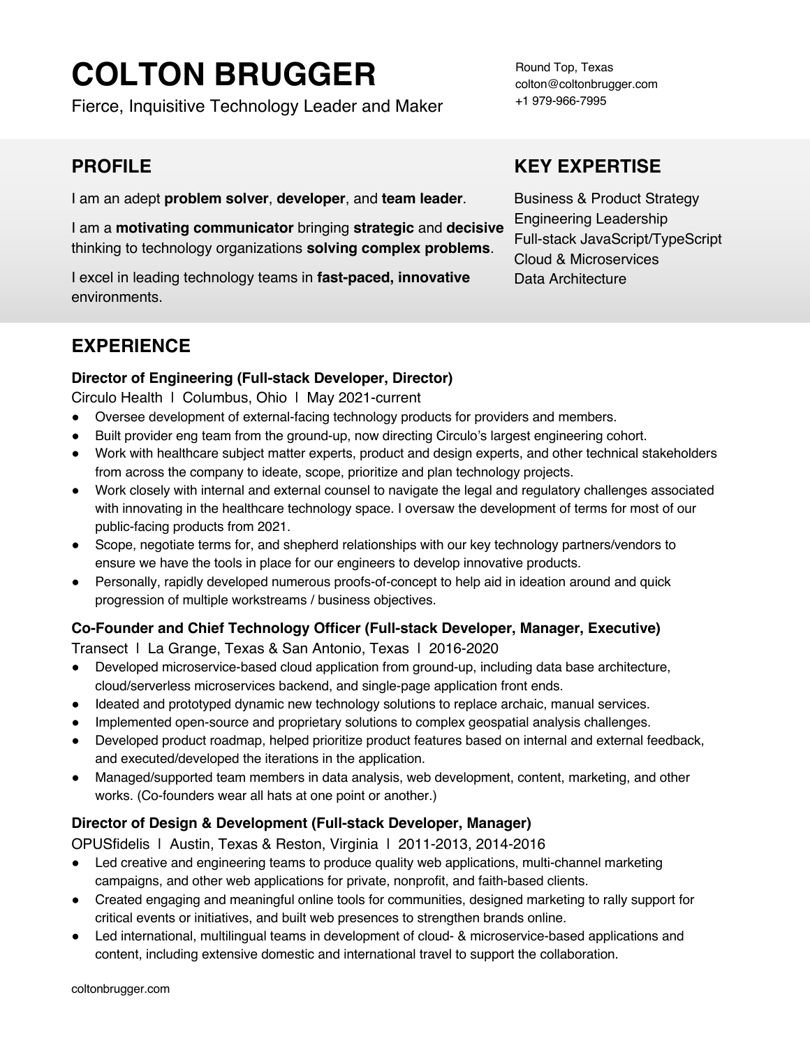# COLTON BRUGGER

Fierce, Inquisitive Technology Leader and Maker

Round Top, Texas
colton@coltonbrugger.com
+1 979-966-7995

## PROFILE

I am an adept **problem solver**, **developer**, and **team leader**.

I am a **motivating communicator** bringing **strategic** and **decisive** thinking to technology organizations **solving complex problems**.

I excel in leading technology teams in **fast-paced, innovative** environments.

## KEY EXPERTISE

Business & Product Strategy
Engineering Leadership
Full-stack JavaScript/TypeScript
Cloud & Microservices
Data Architecture

## EXPERIENCE

**Director of Engineering (Full-stack Developer, Director)**
Circulo Health | Columbus, Ohio | May 2021-current

- Oversee development of external-facing technology products for providers and members.
- Built provider eng team from the ground-up, now directing Circulo's largest engineering cohort.
- Work with healthcare subject matter experts, product and design experts, and other technical stakeholders from across the company to ideate, scope, prioritize and plan technology projects.
- Work closely with internal and external counsel to navigate the legal and regulatory challenges associated with innovating in the healthcare technology space. I oversaw the development of terms for most of our public-facing products from 2021.
- Scope, negotiate terms for, and shepherd relationships with our key technology partners/vendors to ensure we have the tools in place for our engineers to develop innovative products.
- Personally, rapidly developed numerous proofs-of-concept to help aid in ideation around and quick progression of multiple workstreams / business objectives.

**Co-Founder and Chief Technology Officer (Full-stack Developer, Manager, Executive)**
Transect | La Grange, Texas & San Antonio, Texas | 2016-2020

- Developed microservice-based cloud application from ground-up, including data base architecture, cloud/serverless microservices backend, and single-page application front ends.
- Ideated and prototyped dynamic new technology solutions to replace archaic, manual services.
- Implemented open-source and proprietary solutions to complex geospatial analysis challenges.
- Developed product roadmap, helped prioritize product features based on internal and external feedback, and executed/developed the iterations in the application.
- Managed/supported team members in data analysis, web development, content, marketing, and other works. (Co-founders wear all hats at one point or another.)

**Director of Design & Development (Full-stack Developer, Manager)**
OPUSfidelis | Austin, Texas & Reston, Virginia | 2011-2013, 2014-2016

- Led creative and engineering teams to produce quality web applications, multi-channel marketing campaigns, and other web applications for private, nonprofit, and faith-based clients.
- Created engaging and meaningful online tools for communities, designed marketing to rally support for critical events or initiatives, and built web presences to strengthen brands online.
- Led international, multilingual teams in development of cloud- & microservice-based applications and content, including extensive domestic and international travel to support the collaboration.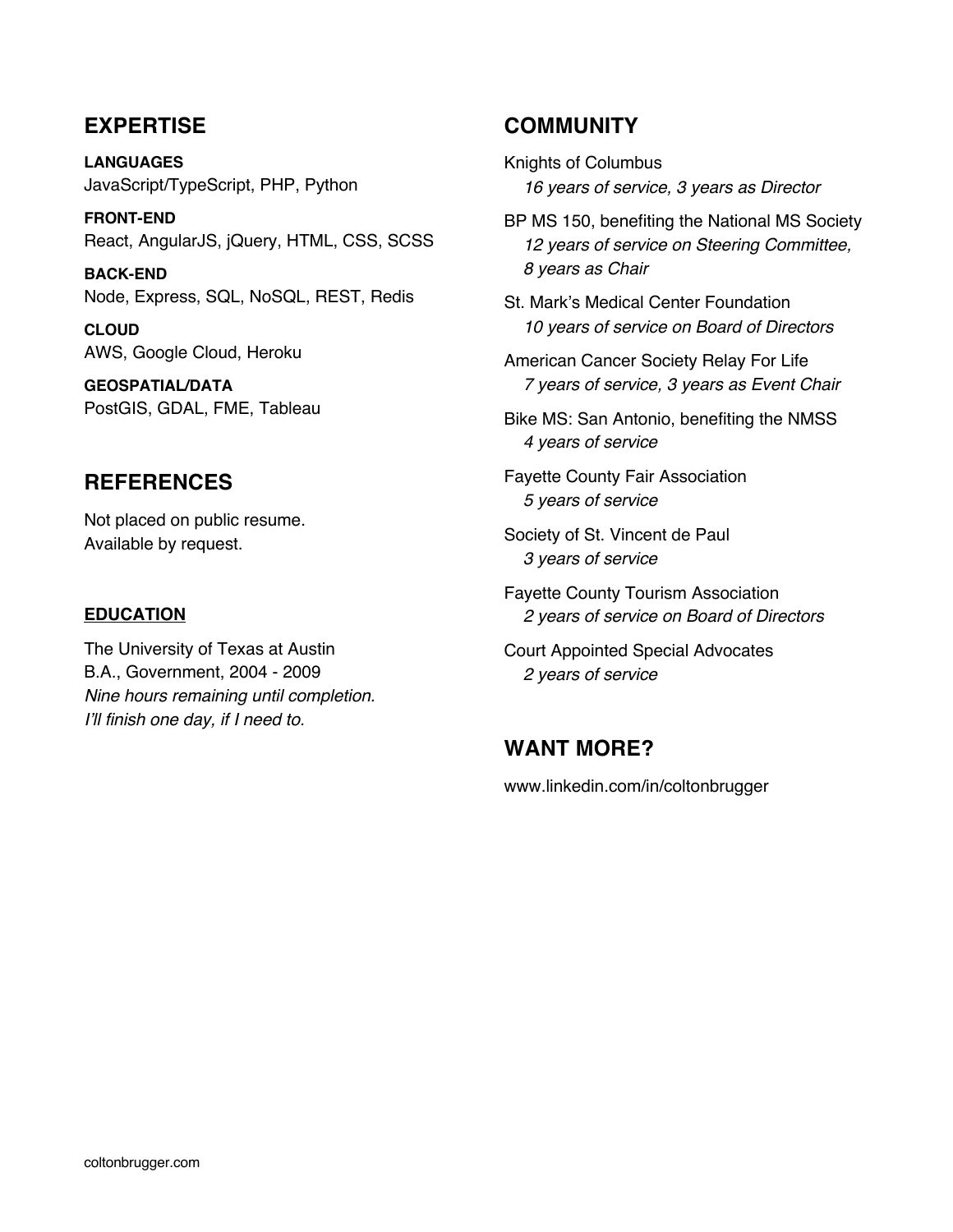## EXPERTISE

**LANGUAGES**
JavaScript/TypeScript, PHP, Python

**FRONT-END**
React, AngularJS, jQuery, HTML, CSS, SCSS

**BACK-END**
Node, Express, SQL, NoSQL, REST, Redis

**CLOUD**
AWS, Google Cloud, Heroku

**GEOSPATIAL/DATA**
PostGIS, GDAL, FME, Tableau

## REFERENCES

Not placed on public resume.
Available by request.

### EDUCATION

The University of Texas at Austin
B.A., Government, 2004 - 2009
*Nine hours remaining until completion.*
*I'll finish one day, if I need to.*

## COMMUNITY

Knights of Columbus
*16 years of service, 3 years as Director*

BP MS 150, benefiting the National MS Society
*12 years of service on Steering Committee, 8 years as Chair*

St. Mark's Medical Center Foundation
*10 years of service on Board of Directors*

American Cancer Society Relay For Life
*7 years of service, 3 years as Event Chair*

Bike MS: San Antonio, benefiting the NMSS
*4 years of service*

Fayette County Fair Association
*5 years of service*

Society of St. Vincent de Paul
*3 years of service*

Fayette County Tourism Association
*2 years of service on Board of Directors*

Court Appointed Special Advocates
*2 years of service*

## WANT MORE?

www.linkedin.com/in/coltonbrugger